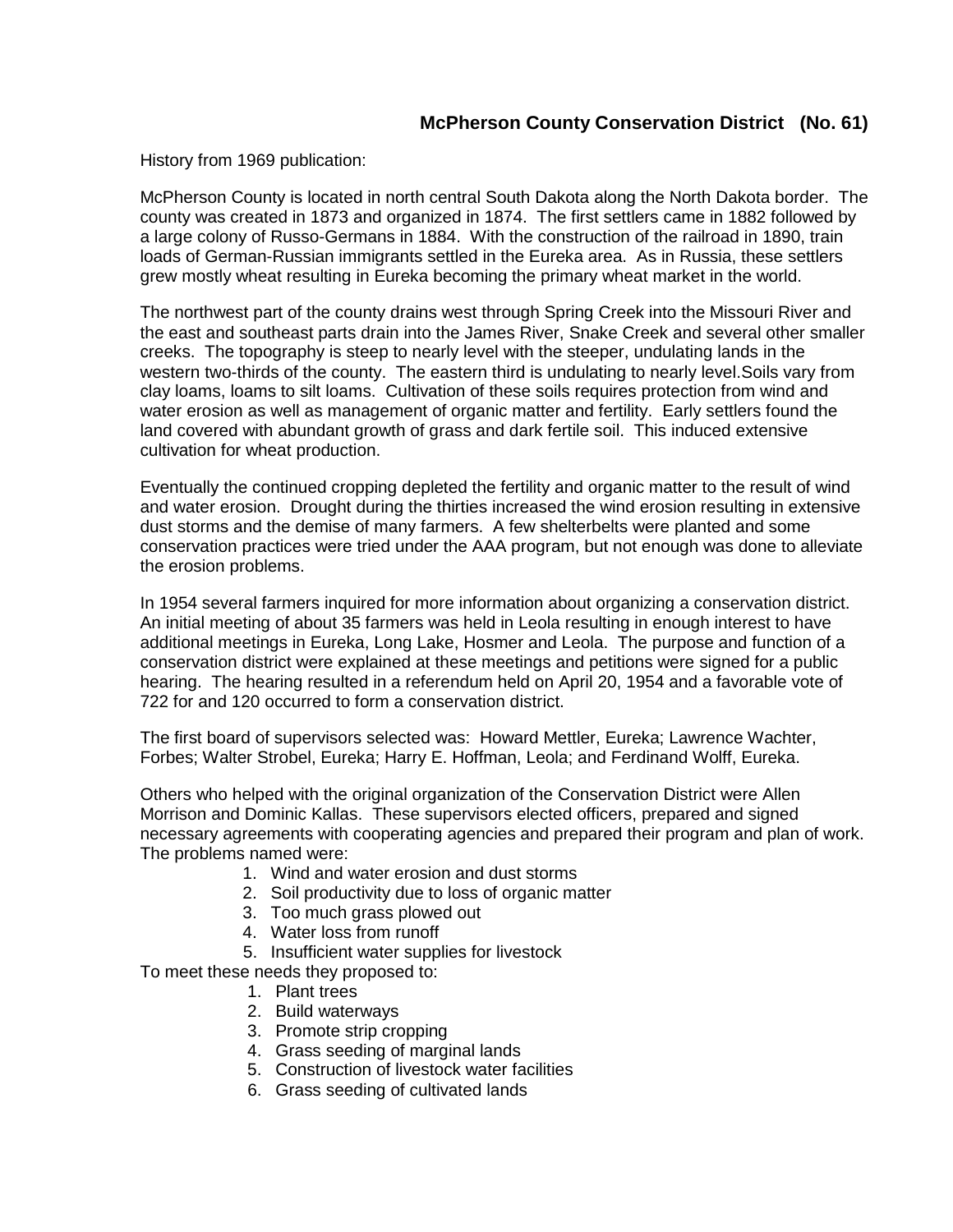## McPherson County Conservation District (No. 61)

History from 1969 publication:

McPherson County is located in north central South Dakota along the North Dakota border. The county was created in 1873 and organized in 1874. The first settlers came in 1882 followed by a large colony of Russo-Germans in 1884. With the construction of the railroad in 1890, train loads of German-Russian immigrants settled in the Eureka area. As in Russia, these settlers grew mostly wheat resulting in Eureka becoming the primary wheat market in the world.

The northwest part of the county drains west through Spring Creek into the Missouri River and the east and southeast parts drain into the James River, Snake Creek and several other smaller creeks. The topography is steep to nearly level with the steeper, undulating lands in the western two-thirds of the county. The eastern third is undulating to nearly level.Soils vary from clay loams, loams to silt loams. Cultivation of these soils requires protection from wind and water erosion as well as management of organic matter and fertility. Early settlers found the land covered with abundant growth of grass and dark fertile soil. This induced extensive cultivation for wheat production.

Eventually the continued cropping depleted the fertility and organic matter to the result of wind and water erosion. Drought during the thirties increased the wind erosion resulting in extensive dust storms and the demise of many farmers. A few shelterbelts were planted and some conservation practices were tried under the AAA program, but not enough was done to alleviate the erosion problems.

In 1954 several farmers inquired for more information about organizing a conservation district. An initial meeting of about 35 farmers was held in Leola resulting in enough interest to have additional meetings in Eureka, Long Lake, Hosmer and Leola. The purpose and function of a conservation district were explained at these meetings and petitions were signed for a public hearing. The hearing resulted in a referendum held on April 20, 1954 and a favorable vote of 722 for and 120 occurred to form a conservation district.

The first board of supervisors selected was: Howard Mettler, Eureka; Lawrence Wachter, Forbes; Walter Strobel, Eureka; Harry E. Hoffman, Leola; and Ferdinand Wolff, Eureka.

Others who helped with the original organization of the Conservation District were Allen Morrison and Dominic Kallas. These supervisors elected officers, prepared and signed necessary agreements with cooperating agencies and prepared their program and plan of work. The problems named were:

1. Wind and water erosion and dust storms
2. Soil productivity due to loss of organic matter
3. Too much grass plowed out
4. Water loss from runoff
5. Insufficient water supplies for livestock

To meet these needs they proposed to:

1. Plant trees
2. Build waterways
3. Promote strip cropping
4. Grass seeding of marginal lands
5. Construction of livestock water facilities
6. Grass seeding of cultivated lands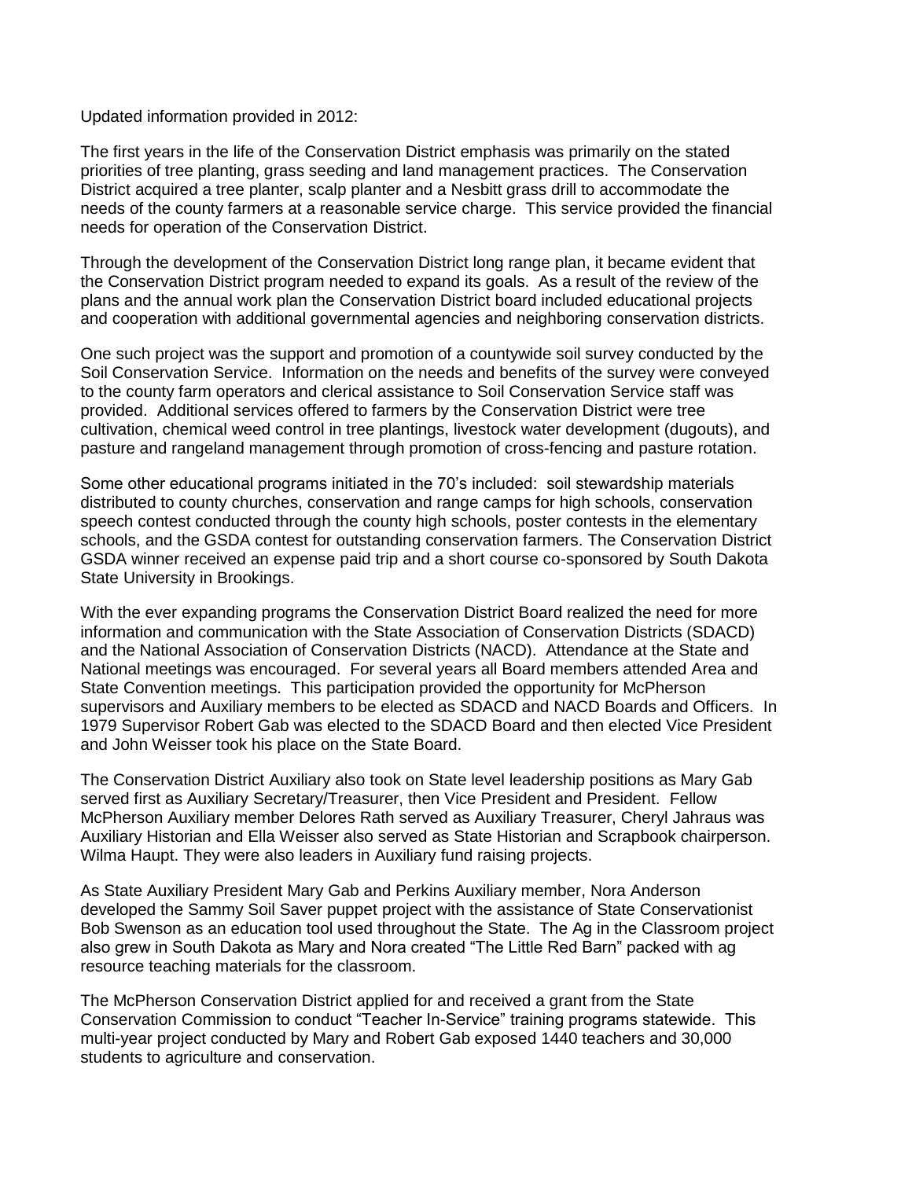Updated information provided in 2012:

The first years in the life of the Conservation District emphasis was primarily on the stated priorities of tree planting, grass seeding and land management practices. The Conservation District acquired a tree planter, scalp planter and a Nesbitt grass drill to accommodate the needs of the county farmers at a reasonable service charge. This service provided the financial needs for operation of the Conservation District.

Through the development of the Conservation District long range plan, it became evident that the Conservation District program needed to expand its goals. As a result of the review of the plans and the annual work plan the Conservation District board included educational projects and cooperation with additional governmental agencies and neighboring conservation districts.

One such project was the support and promotion of a countywide soil survey conducted by the Soil Conservation Service. Information on the needs and benefits of the survey were conveyed to the county farm operators and clerical assistance to Soil Conservation Service staff was provided. Additional services offered to farmers by the Conservation District were tree cultivation, chemical weed control in tree plantings, livestock water development (dugouts), and pasture and rangeland management through promotion of cross-fencing and pasture rotation.

Some other educational programs initiated in the 70's included: soil stewardship materials distributed to county churches, conservation and range camps for high schools, conservation speech contest conducted through the county high schools, poster contests in the elementary schools, and the GSDA contest for outstanding conservation farmers. The Conservation District GSDA winner received an expense paid trip and a short course co-sponsored by South Dakota State University in Brookings.

With the ever expanding programs the Conservation District Board realized the need for more information and communication with the State Association of Conservation Districts (SDACD) and the National Association of Conservation Districts (NACD). Attendance at the State and National meetings was encouraged. For several years all Board members attended Area and State Convention meetings. This participation provided the opportunity for McPherson supervisors and Auxiliary members to be elected as SDACD and NACD Boards and Officers. In 1979 Supervisor Robert Gab was elected to the SDACD Board and then elected Vice President and John Weisser took his place on the State Board.

The Conservation District Auxiliary also took on State level leadership positions as Mary Gab served first as Auxiliary Secretary/Treasurer, then Vice President and President. Fellow McPherson Auxiliary member Delores Rath served as Auxiliary Treasurer, Cheryl Jahraus was Auxiliary Historian and Ella Weisser also served as State Historian and Scrapbook chairperson. Wilma Haupt. They were also leaders in Auxiliary fund raising projects.

As State Auxiliary President Mary Gab and Perkins Auxiliary member, Nora Anderson developed the Sammy Soil Saver puppet project with the assistance of State Conservationist Bob Swenson as an education tool used throughout the State. The Ag in the Classroom project also grew in South Dakota as Mary and Nora created "The Little Red Barn" packed with ag resource teaching materials for the classroom.

The McPherson Conservation District applied for and received a grant from the State Conservation Commission to conduct "Teacher In-Service" training programs statewide. This multi-year project conducted by Mary and Robert Gab exposed 1440 teachers and 30,000 students to agriculture and conservation.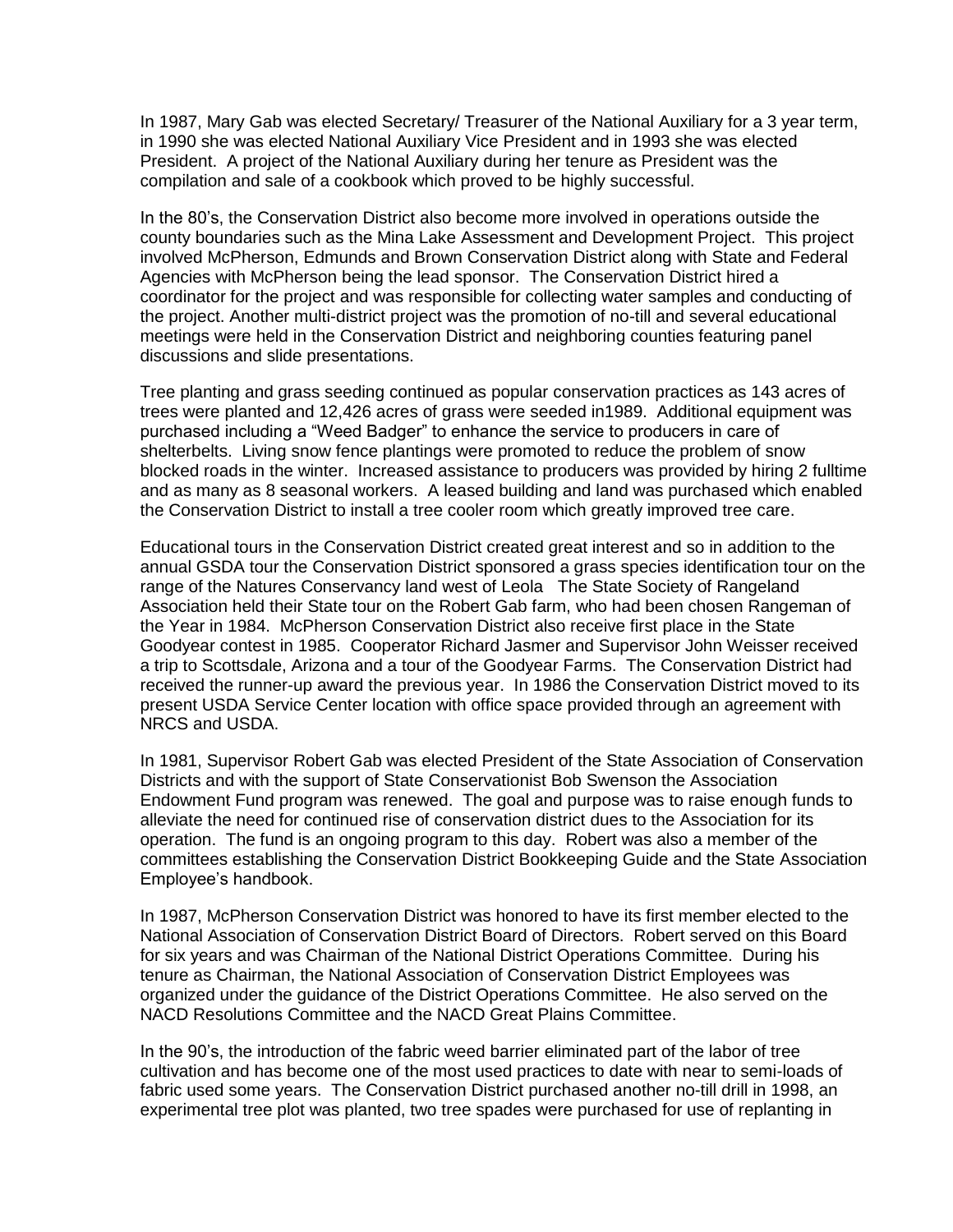In 1987, Mary Gab was elected Secretary/ Treasurer of the National Auxiliary for a 3 year term, in 1990 she was elected National Auxiliary Vice President and in 1993 she was elected President. A project of the National Auxiliary during her tenure as President was the compilation and sale of a cookbook which proved to be highly successful.

In the 80's, the Conservation District also become more involved in operations outside the county boundaries such as the Mina Lake Assessment and Development Project. This project involved McPherson, Edmunds and Brown Conservation District along with State and Federal Agencies with McPherson being the lead sponsor. The Conservation District hired a coordinator for the project and was responsible for collecting water samples and conducting of the project. Another multi-district project was the promotion of no-till and several educational meetings were held in the Conservation District and neighboring counties featuring panel discussions and slide presentations.

Tree planting and grass seeding continued as popular conservation practices as 143 acres of trees were planted and 12,426 acres of grass were seeded in1989. Additional equipment was purchased including a "Weed Badger" to enhance the service to producers in care of shelterbelts. Living snow fence plantings were promoted to reduce the problem of snow blocked roads in the winter. Increased assistance to producers was provided by hiring 2 fulltime and as many as 8 seasonal workers. A leased building and land was purchased which enabled the Conservation District to install a tree cooler room which greatly improved tree care.

Educational tours in the Conservation District created great interest and so in addition to the annual GSDA tour the Conservation District sponsored a grass species identification tour on the range of the Natures Conservancy land west of Leola The State Society of Rangeland Association held their State tour on the Robert Gab farm, who had been chosen Rangeman of the Year in 1984. McPherson Conservation District also receive first place in the State Goodyear contest in 1985. Cooperator Richard Jasmer and Supervisor John Weisser received a trip to Scottsdale, Arizona and a tour of the Goodyear Farms. The Conservation District had received the runner-up award the previous year. In 1986 the Conservation District moved to its present USDA Service Center location with office space provided through an agreement with NRCS and USDA.

In 1981, Supervisor Robert Gab was elected President of the State Association of Conservation Districts and with the support of State Conservationist Bob Swenson the Association Endowment Fund program was renewed. The goal and purpose was to raise enough funds to alleviate the need for continued rise of conservation district dues to the Association for its operation. The fund is an ongoing program to this day. Robert was also a member of the committees establishing the Conservation District Bookkeeping Guide and the State Association Employee's handbook.

In 1987, McPherson Conservation District was honored to have its first member elected to the National Association of Conservation District Board of Directors. Robert served on this Board for six years and was Chairman of the National District Operations Committee. During his tenure as Chairman, the National Association of Conservation District Employees was organized under the guidance of the District Operations Committee. He also served on the NACD Resolutions Committee and the NACD Great Plains Committee.

In the 90's, the introduction of the fabric weed barrier eliminated part of the labor of tree cultivation and has become one of the most used practices to date with near to semi-loads of fabric used some years. The Conservation District purchased another no-till drill in 1998, an experimental tree plot was planted, two tree spades were purchased for use of replanting in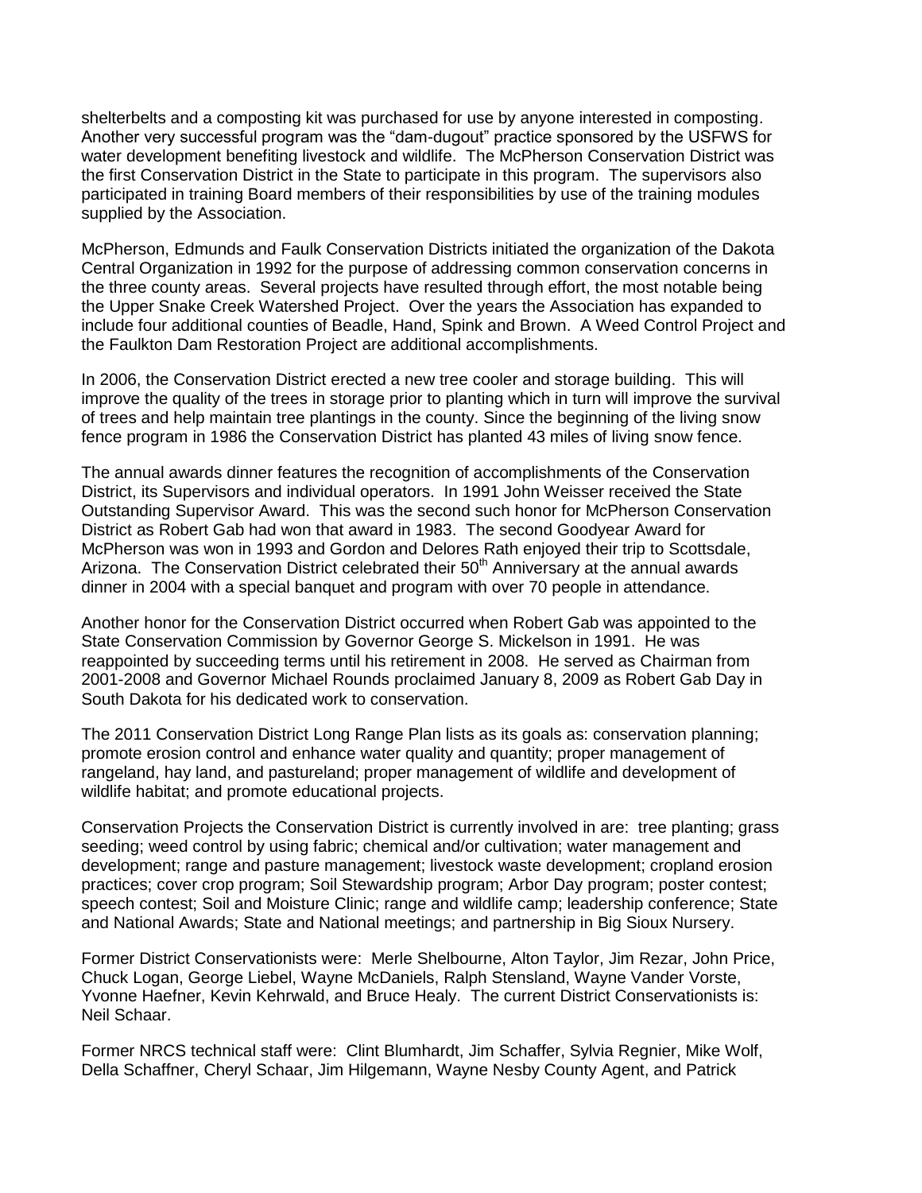shelterbelts and a composting kit was purchased for use by anyone interested in composting. Another very successful program was the "dam-dugout" practice sponsored by the USFWS for water development benefiting livestock and wildlife. The McPherson Conservation District was the first Conservation District in the State to participate in this program. The supervisors also participated in training Board members of their responsibilities by use of the training modules supplied by the Association.

McPherson, Edmunds and Faulk Conservation Districts initiated the organization of the Dakota Central Organization in 1992 for the purpose of addressing common conservation concerns in the three county areas. Several projects have resulted through effort, the most notable being the Upper Snake Creek Watershed Project. Over the years the Association has expanded to include four additional counties of Beadle, Hand, Spink and Brown. A Weed Control Project and the Faulkton Dam Restoration Project are additional accomplishments.

In 2006, the Conservation District erected a new tree cooler and storage building. This will improve the quality of the trees in storage prior to planting which in turn will improve the survival of trees and help maintain tree plantings in the county. Since the beginning of the living snow fence program in 1986 the Conservation District has planted 43 miles of living snow fence.

The annual awards dinner features the recognition of accomplishments of the Conservation District, its Supervisors and individual operators. In 1991 John Weisser received the State Outstanding Supervisor Award. This was the second such honor for McPherson Conservation District as Robert Gab had won that award in 1983. The second Goodyear Award for McPherson was won in 1993 and Gordon and Delores Rath enjoyed their trip to Scottsdale, Arizona. The Conservation District celebrated their 50th Anniversary at the annual awards dinner in 2004 with a special banquet and program with over 70 people in attendance.

Another honor for the Conservation District occurred when Robert Gab was appointed to the State Conservation Commission by Governor George S. Mickelson in 1991. He was reappointed by succeeding terms until his retirement in 2008. He served as Chairman from 2001-2008 and Governor Michael Rounds proclaimed January 8, 2009 as Robert Gab Day in South Dakota for his dedicated work to conservation.

The 2011 Conservation District Long Range Plan lists as its goals as: conservation planning; promote erosion control and enhance water quality and quantity; proper management of rangeland, hay land, and pastureland; proper management of wildlife and development of wildlife habitat; and promote educational projects.

Conservation Projects the Conservation District is currently involved in are: tree planting; grass seeding; weed control by using fabric; chemical and/or cultivation; water management and development; range and pasture management; livestock waste development; cropland erosion practices; cover crop program; Soil Stewardship program; Arbor Day program; poster contest; speech contest; Soil and Moisture Clinic; range and wildlife camp; leadership conference; State and National Awards; State and National meetings; and partnership in Big Sioux Nursery.

Former District Conservationists were: Merle Shelbourne, Alton Taylor, Jim Rezar, John Price, Chuck Logan, George Liebel, Wayne McDaniels, Ralph Stensland, Wayne Vander Vorste, Yvonne Haefner, Kevin Kehrwald, and Bruce Healy. The current District Conservationists is: Neil Schaar.

Former NRCS technical staff were: Clint Blumhardt, Jim Schaffer, Sylvia Regnier, Mike Wolf, Della Schaffner, Cheryl Schaar, Jim Hilgemann, Wayne Nesby County Agent, and Patrick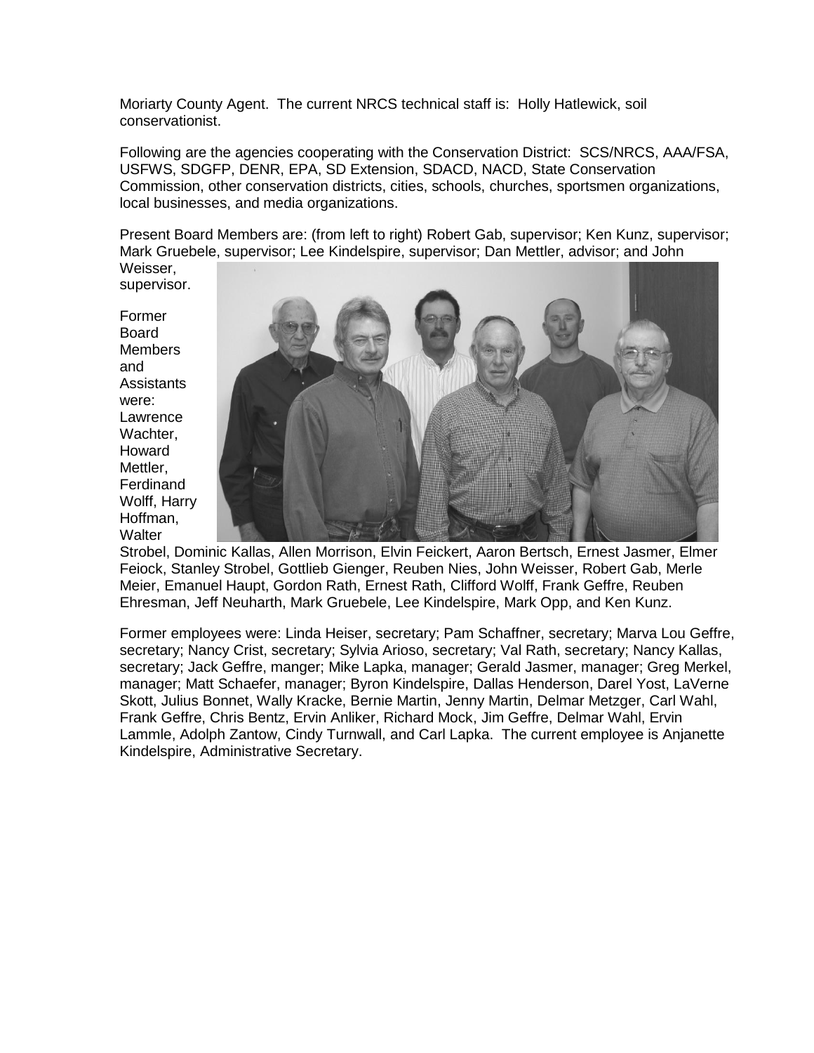Moriarty County Agent. The current NRCS technical staff is: Holly Hatlewick, soil conservationist.

Following are the agencies cooperating with the Conservation District: SCS/NRCS, AAA/FSA, USFWS, SDGFP, DENR, EPA, SD Extension, SDACD, NACD, State Conservation Commission, other conservation districts, cities, schools, churches, sportsmen organizations, local businesses, and media organizations.

Present Board Members are: (from left to right) Robert Gab, supervisor; Ken Kunz, supervisor; Mark Gruebele, supervisor; Lee Kindelspire, supervisor; Dan Mettler, advisor; and John Weisser, supervisor.

Former Board Members and Assistants were: Lawrence Wachter, Howard Mettler, Ferdinand Wolff, Harry Hoffman, Walter Strobel, Dominic Kallas, Allen Morrison, Elvin Feickert, Aaron Bertsch, Ernest Jasmer, Elmer Feiock, Stanley Strobel, Gottlieb Gienger, Reuben Nies, John Weisser, Robert Gab, Merle Meier, Emanuel Haupt, Gordon Rath, Ernest Rath, Clifford Wolff, Frank Geffre, Reuben Ehresman, Jeff Neuharth, Mark Gruebele, Lee Kindelspire, Mark Opp, and Ken Kunz.

Former employees were: Linda Heiser, secretary; Pam Schaffner, secretary; Marva Lou Geffre, secretary; Nancy Crist, secretary; Sylvia Arioso, secretary; Val Rath, secretary; Nancy Kallas, secretary; Jack Geffre, manger; Mike Lapka, manager; Gerald Jasmer, manager; Greg Merkel, manager; Matt Schaefer, manager; Byron Kindelspire, Dallas Henderson, Darel Yost, LaVerne Skott, Julius Bonnet, Wally Kracke, Bernie Martin, Jenny Martin, Delmar Metzger, Carl Wahl, Frank Geffre, Chris Bentz, Ervin Anliker, Richard Mock, Jim Geffre, Delmar Wahl, Ervin Lammle, Adolph Zantow, Cindy Turnwall, and Carl Lapka. The current employee is Anjanette Kindelspire, Administrative Secretary.